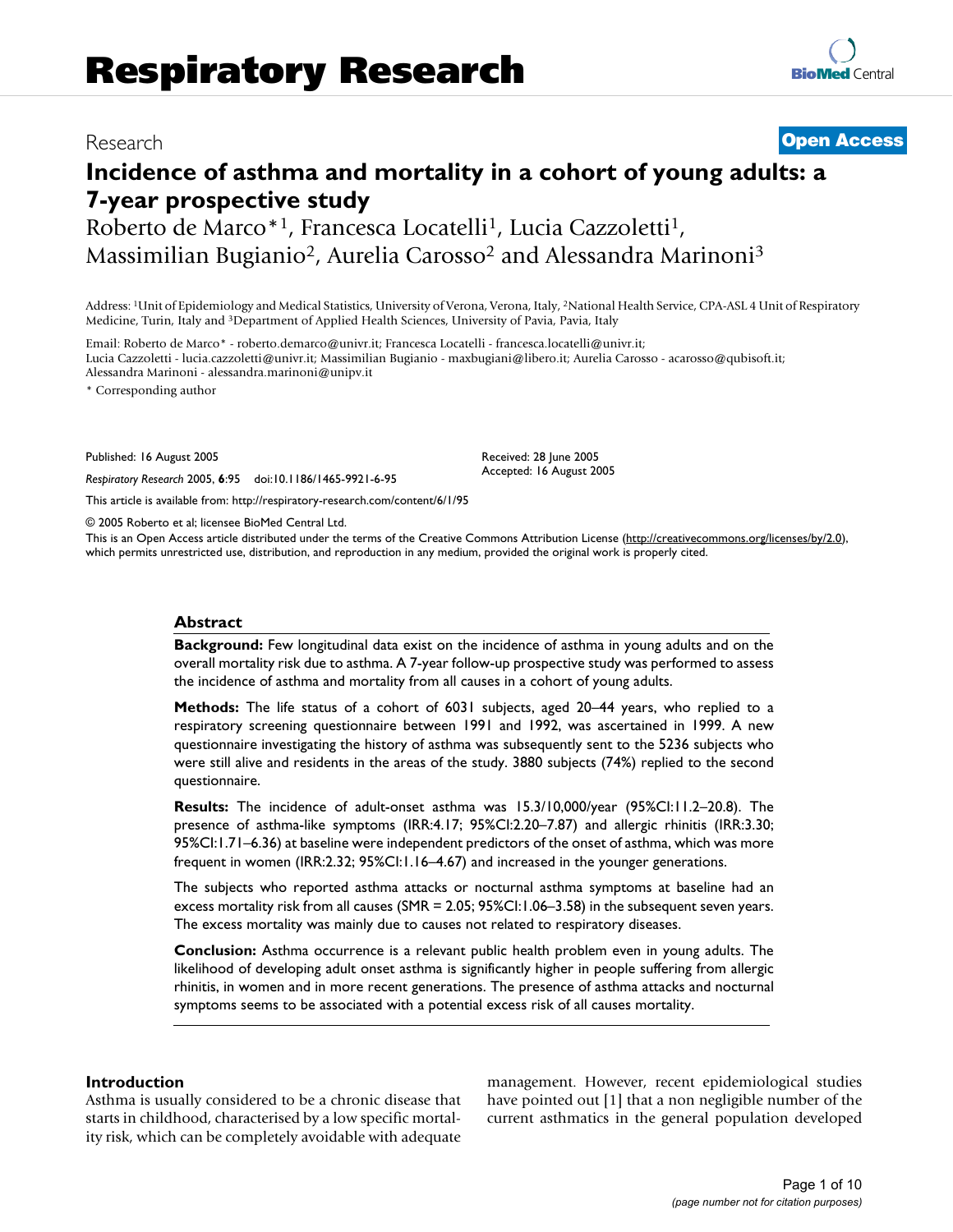# Respiratory Research

Research

**Open Access**

# Incidence of asthma and mortality in a cohort of young adults: a 7-year prospective study

Roberto de Marco*[1], Francesca Locatelli[1], Lucia Cazzoletti[1], Massimilian Bugianio[2], Aurelia Carosso[2] and Alessandra Marinoni[3]

Address: [1]Unit of Epidemiology and Medical Statistics, University of Verona, Verona, Italy, [2]National Health Service, CPA-ASL 4 Unit of Respiratory Medicine, Turin, Italy and [3]Department of Applied Health Sciences, University of Pavia, Pavia, Italy

Email: Roberto de Marco* - roberto.demarco@univr.it; Francesca Locatelli - francesca.locatelli@univr.it; Lucia Cazzoletti - lucia.cazzoletti@univr.it; Massimilian Bugianio - maxbugiani@libero.it; Aurelia Carosso - acarosso@qubisoft.it; Alessandra Marinoni - alessandra.marinoni@unipv.it

\* Corresponding author

Published: 16 August 2005

*Respiratory Research* 2005, **6**:95 doi:10.1186/1465-9921-6-95

Received: 28 June 2005
Accepted: 16 August 2005

This article is available from: http://respiratory-research.com/content/6/1/95

© 2005 Roberto et al; licensee BioMed Central Ltd.

This is an Open Access article distributed under the terms of the Creative Commons Attribution License (http://creativecommons.org/licenses/by/2.0), which permits unrestricted use, distribution, and reproduction in any medium, provided the original work is properly cited.

## Abstract

**Background:** Few longitudinal data exist on the incidence of asthma in young adults and on the overall mortality risk due to asthma. A 7-year follow-up prospective study was performed to assess the incidence of asthma and mortality from all causes in a cohort of young adults.

**Methods:** The life status of a cohort of 6031 subjects, aged 20–44 years, who replied to a respiratory screening questionnaire between 1991 and 1992, was ascertained in 1999. A new questionnaire investigating the history of asthma was subsequently sent to the 5236 subjects who were still alive and residents in the areas of the study. 3880 subjects (74%) replied to the second questionnaire.

**Results:** The incidence of adult-onset asthma was 15.3/10,000/year (95%CI:11.2–20.8). The presence of asthma-like symptoms (IRR:4.17; 95%CI:2.20–7.87) and allergic rhinitis (IRR:3.30; 95%CI:1.71–6.36) at baseline were independent predictors of the onset of asthma, which was more frequent in women (IRR:2.32; 95%CI:1.16–4.67) and increased in the younger generations.

The subjects who reported asthma attacks or nocturnal asthma symptoms at baseline had an excess mortality risk from all causes (SMR = 2.05; 95%CI:1.06–3.58) in the subsequent seven years. The excess mortality was mainly due to causes not related to respiratory diseases.

**Conclusion:** Asthma occurrence is a relevant public health problem even in young adults. The likelihood of developing adult onset asthma is significantly higher in people suffering from allergic rhinitis, in women and in more recent generations. The presence of asthma attacks and nocturnal symptoms seems to be associated with a potential excess risk of all causes mortality.

## Introduction

Asthma is usually considered to be a chronic disease that starts in childhood, characterised by a low specific mortality risk, which can be completely avoidable with adequate management. However, recent epidemiological studies have pointed out [1] that a non negligible number of the current asthmatics in the general population developed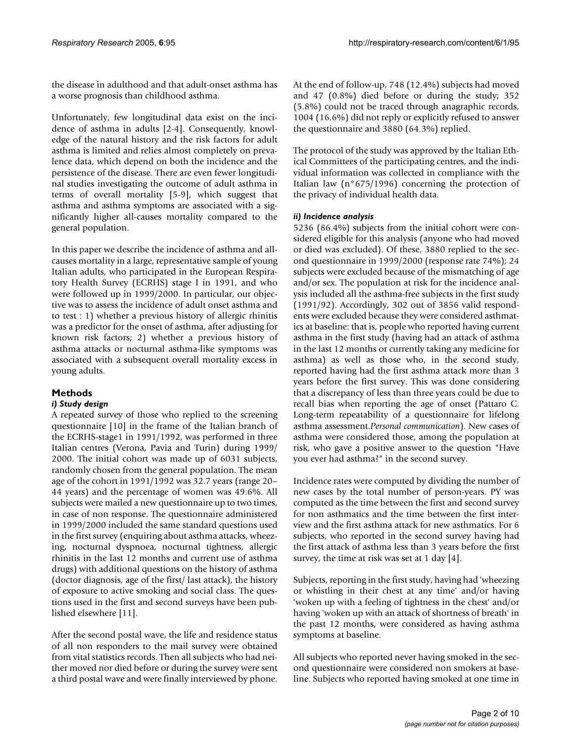the disease in adulthood and that adult-onset asthma has a worse prognosis than childhood asthma.

Unfortunately, few longitudinal data exist on the incidence of asthma in adults [2-4]. Consequently, knowledge of the natural history and the risk factors for adult asthma is limited and relies almost completely on prevalence data, which depend on both the incidence and the persistence of the disease. There are even fewer longitudinal studies investigating the outcome of adult asthma in terms of overall mortality [5-9], which suggest that asthma and asthma symptoms are associated with a significantly higher all-causes mortality compared to the general population.

In this paper we describe the incidence of asthma and all-causes mortality in a large, representative sample of young Italian adults, who participated in the European Respiratory Health Survey (ECRHS) stage I in 1991, and who were followed up in 1999/2000. In particular, our objective was to assess the incidence of adult onset asthma and to test : 1) whether a previous history of allergic rhinitis was a predictor for the onset of asthma, after adjusting for known risk factors; 2) whether a previous history of asthma attacks or nocturnal asthma-like symptoms was associated with a subsequent overall mortality excess in young adults.

## Methods

### *i) Study design*

A repeated survey of those who replied to the screening questionnaire [10] in the frame of the Italian branch of the ECRHS-stage1 in 1991/1992, was performed in three Italian centres (Verona, Pavia and Turin) during 1999/2000. The initial cohort was made up of 6031 subjects, randomly chosen from the general population. The mean age of the cohort in 1991/1992 was 32.7 years (range 20–44 years) and the percentage of women was 49.6%. All subjects were mailed a new questionnaire up to two times, in case of non response. The questionnaire administered in 1999/2000 included the same standard questions used in the first survey (enquiring about asthma attacks, wheezing, nocturnal dyspnoea, nocturnal tightness, allergic rhinitis in the last 12 months and current use of asthma drugs) with additional questions on the history of asthma (doctor diagnosis, age of the first/ last attack), the history of exposure to active smoking and social class. The questions used in the first and second surveys have been published elsewhere [11].

After the second postal wave, the life and residence status of all non responders to the mail survey were obtained from vital statistics records. Then all subjects who had neither moved nor died before or during the survey were sent a third postal wave and were finally interviewed by phone. At the end of follow-up, 748 (12.4%) subjects had moved and 47 (0.8%) died before or during the study; 352 (5.8%) could not be traced through anagraphic records, 1004 (16.6%) did not reply or explicitly refused to answer the questionnaire and 3880 (64.3%) replied.

The protocol of the study was approved by the Italian Ethical Committees of the participating centres, and the individual information was collected in compliance with the Italian law (n°675/1996) concerning the protection of the privacy of individual health data.

### *ii) Incidence analysis*

5236 (86.4%) subjects from the initial cohort were considered eligible for this analysis (anyone who had moved or died was excluded). Of these, 3880 replied to the second questionnaire in 1999/2000 (response rate 74%); 24 subjects were excluded because of the mismatching of age and/or sex. The population at risk for the incidence analysis included all the asthma-free subjects in the first study (1991/92). Accordingly, 302 out of 3856 valid respondents were excluded because they were considered asthmatics at baseline: that is, people who reported having current asthma in the first study (having had an attack of asthma in the last 12 months or currently taking any medicine for asthma) as well as those who, in the second study, reported having had the first asthma attack more than 3 years before the first survey. This was done considering that a discrepancy of less than three years could be due to recall bias when reporting the age of onset (Pattaro C. Long-term repeatability of a questionnaire for lifelong asthma assessment.*Personal communication*). New cases of asthma were considered those, among the population at risk, who gave a positive answer to the question "Have you ever had asthma?" in the second survey.

Incidence rates were computed by dividing the number of new cases by the total number of person-years. PY was computed as the time between the first and second survey for non asthmatics and the time between the first interview and the first asthma attack for new asthmatics. For 6 subjects, who reported in the second survey having had the first attack of asthma less than 3 years before the first survey, the time at risk was set at 1 day [4].

Subjects, reporting in the first study, having had 'wheezing or whistling in their chest at any time' and/or having 'woken up with a feeling of tightness in the chest' and/or having 'woken up with an attack of shortness of breath' in the past 12 months, were considered as having asthma symptoms at baseline.

All subjects who reported never having smoked in the second questionnaire were considered non smokers at baseline. Subjects who reported having smoked at one time in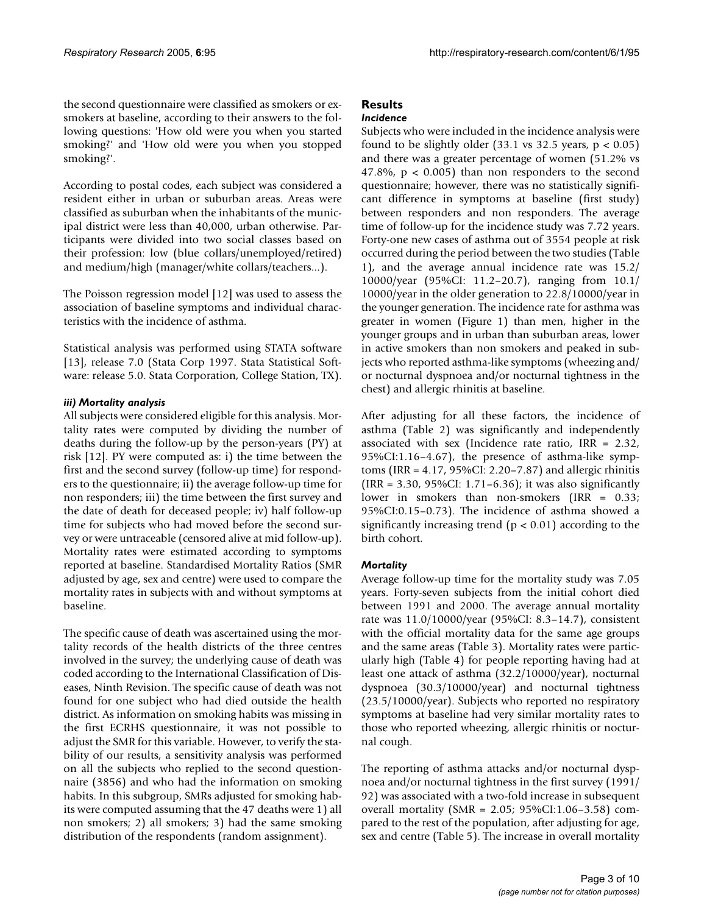the second questionnaire were classified as smokers or ex-smokers at baseline, according to their answers to the following questions: 'How old were you when you started smoking?' and 'How old were you when you stopped smoking?'.

According to postal codes, each subject was considered a resident either in urban or suburban areas. Areas were classified as suburban when the inhabitants of the municipal district were less than 40,000, urban otherwise. Participants were divided into two social classes based on their profession: low (blue collars/unemployed/retired) and medium/high (manager/white collars/teachers...).

The Poisson regression model [12] was used to assess the association of baseline symptoms and individual characteristics with the incidence of asthma.

Statistical analysis was performed using STATA software [13], release 7.0 (Stata Corp 1997. Stata Statistical Software: release 5.0. Stata Corporation, College Station, TX).

### *iii) Mortality analysis*

All subjects were considered eligible for this analysis. Mortality rates were computed by dividing the number of deaths during the follow-up by the person-years (PY) at risk [12]. PY were computed as: i) the time between the first and the second survey (follow-up time) for responders to the questionnaire; ii) the average follow-up time for non responders; iii) the time between the first survey and the date of death for deceased people; iv) half follow-up time for subjects who had moved before the second survey or were untraceable (censored alive at mid follow-up). Mortality rates were estimated according to symptoms reported at baseline. Standardised Mortality Ratios (SMR adjusted by age, sex and centre) were used to compare the mortality rates in subjects with and without symptoms at baseline.

The specific cause of death was ascertained using the mortality records of the health districts of the three centres involved in the survey; the underlying cause of death was coded according to the International Classification of Diseases, Ninth Revision. The specific cause of death was not found for one subject who had died outside the health district. As information on smoking habits was missing in the first ECRHS questionnaire, it was not possible to adjust the SMR for this variable. However, to verify the stability of our results, a sensitivity analysis was performed on all the subjects who replied to the second questionnaire (3856) and who had the information on smoking habits. In this subgroup, SMRs adjusted for smoking habits were computed assuming that the 47 deaths were 1) all non smokers; 2) all smokers; 3) had the same smoking distribution of the respondents (random assignment).

## Results

### *Incidence*

Subjects who were included in the incidence analysis were found to be slightly older (33.1 vs 32.5 years, $p < 0.05$) and there was a greater percentage of women (51.2% vs 47.8%, $p < 0.005$) than non responders to the second questionnaire; however, there was no statistically significant difference in symptoms at baseline (first study) between responders and non responders. The average time of follow-up for the incidence study was 7.72 years. Forty-one new cases of asthma out of 3554 people at risk occurred during the period between the two studies (Table 1), and the average annual incidence rate was 15.2/10000/year (95%CI: 11.2–20.7), ranging from 10.1/10000/year in the older generation to 22.8/10000/year in the younger generation. The incidence rate for asthma was greater in women (Figure 1) than men, higher in the younger groups and in urban than suburban areas, lower in active smokers than non smokers and peaked in subjects who reported asthma-like symptoms (wheezing and/or nocturnal dyspnoea and/or nocturnal tightness in the chest) and allergic rhinitis at baseline.

After adjusting for all these factors, the incidence of asthma (Table 2) was significantly and independently associated with sex (Incidence rate ratio, IRR = 2.32, 95%CI:1.16–4.67), the presence of asthma-like symptoms (IRR = 4.17, 95%CI: 2.20–7.87) and allergic rhinitis (IRR = 3.30, 95%CI: 1.71–6.36); it was also significantly lower in smokers than non-smokers (IRR = 0.33; 95%CI:0.15–0.73). The incidence of asthma showed a significantly increasing trend ($p < 0.01$) according to the birth cohort.

### *Mortality*

Average follow-up time for the mortality study was 7.05 years. Forty-seven subjects from the initial cohort died between 1991 and 2000. The average annual mortality rate was 11.0/10000/year (95%CI: 8.3–14.7), consistent with the official mortality data for the same age groups and the same areas (Table 3). Mortality rates were particularly high (Table 4) for people reporting having had at least one attack of asthma (32.2/10000/year), nocturnal dyspnoea (30.3/10000/year) and nocturnal tightness (23.5/10000/year). Subjects who reported no respiratory symptoms at baseline had very similar mortality rates to those who reported wheezing, allergic rhinitis or nocturnal cough.

The reporting of asthma attacks and/or nocturnal dyspnoea and/or nocturnal tightness in the first survey (1991/92) was associated with a two-fold increase in subsequent overall mortality (SMR = 2.05; 95%CI:1.06–3.58) compared to the rest of the population, after adjusting for age, sex and centre (Table 5). The increase in overall mortality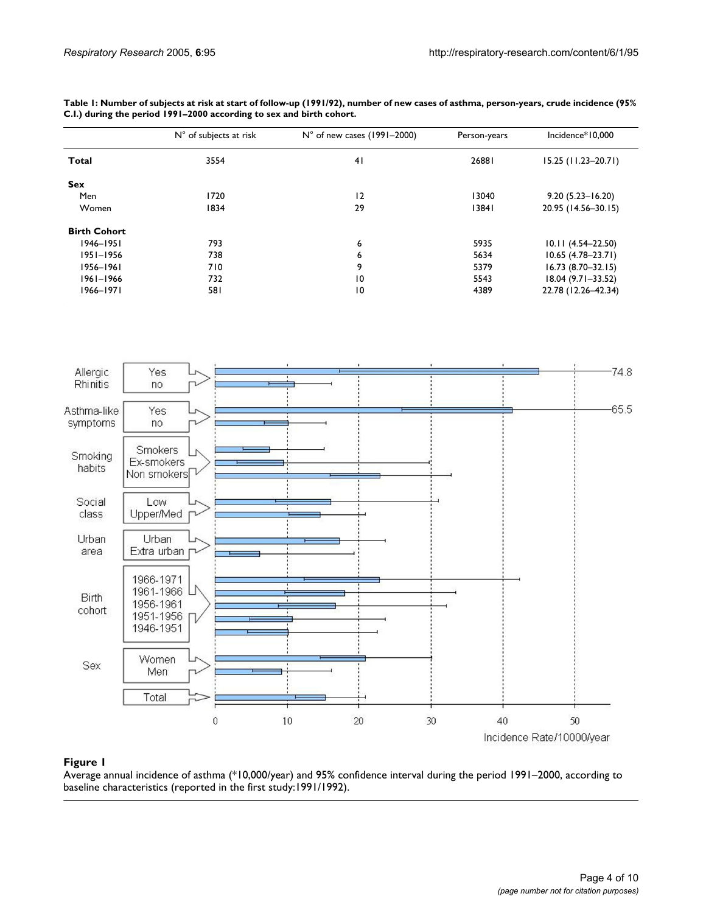**Table 1: Number of subjects at risk at start of follow-up (1991/92), number of new cases of asthma, person-years, crude incidence (95% C.I.) during the period 1991–2000 according to sex and birth cohort.**

| | N° of subjects at risk | N° of new cases (1991–2000) | Person-years | Incidence*10,000 |
|---|---|---|---|---|
| **Total** | 3554 | 41 | 26881 | 15.25 (11.23–20.71) |
| **Sex** | | | | |
| Men | 1720 | 12 | 13040 | 9.20 (5.23–16.20) |
| Women | 1834 | 29 | 13841 | 20.95 (14.56–30.15) |
| **Birth Cohort** | | | | |
| 1946–1951 | 793 | 6 | 5935 | 10.11 (4.54–22.50) |
| 1951–1956 | 738 | 6 | 5634 | 10.65 (4.78–23.71) |
| 1956–1961 | 710 | 9 | 5379 | 16.73 (8.70–32.15) |
| 1961–1966 | 732 | 10 | 5543 | 18.04 (9.71–33.52) |
| 1966–1971 | 581 | 10 | 4389 | 22.78 (12.26–42.34) |

**Figure 1**

Average annual incidence of asthma (*10,000/year) and 95% confidence interval during the period 1991–2000, according to baseline characteristics (reported in the first study:1991/1992).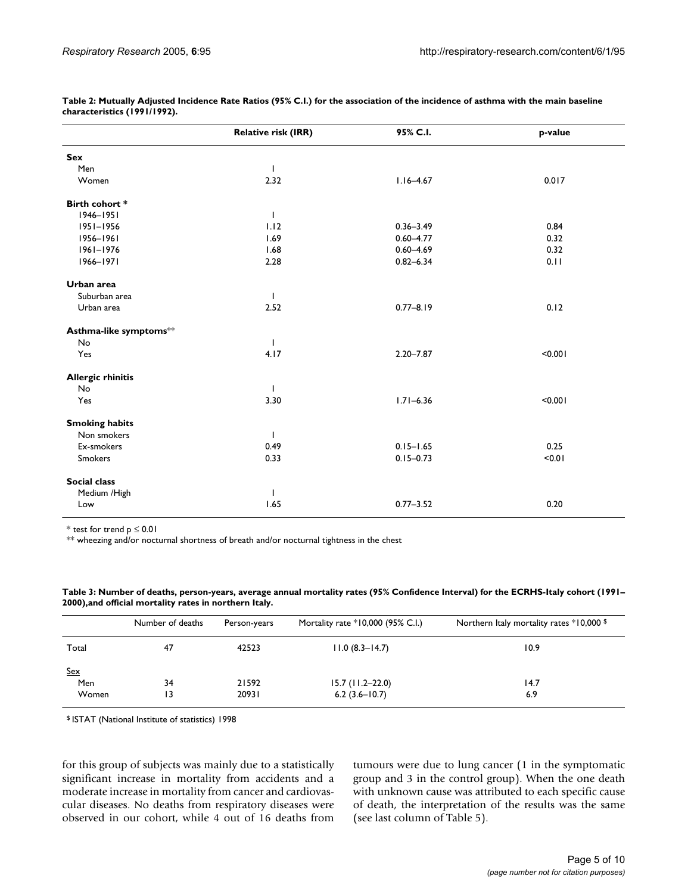**Table 2: Mutually Adjusted Incidence Rate Ratios (95% C.I.) for the association of the incidence of asthma with the main baseline characteristics (1991/1992).**

| | Relative risk (IRR) | 95% C.I. | p-value |
|---|---|---|---|
| **Sex** | | | |
| Men | 1 | | |
| Women | 2.32 | 1.16–4.67 | 0.017 |
| **Birth cohort** * | | | |
| 1946–1951 | 1 | | |
| 1951–1956 | 1.12 | 0.36–3.49 | 0.84 |
| 1956–1961 | 1.69 | 0.60–4.77 | 0.32 |
| 1961–1976 | 1.68 | 0.60–4.69 | 0.32 |
| 1966–1971 | 2.28 | 0.82–6.34 | 0.11 |
| **Urban area** | | | |
| Suburban area | 1 | | |
| Urban area | 2.52 | 0.77–8.19 | 0.12 |
| **Asthma-like symptoms**** | | | |
| No | 1 | | |
| Yes | 4.17 | 2.20–7.87 | <0.001 |
| **Allergic rhinitis** | | | |
| No | 1 | | |
| Yes | 3.30 | 1.71–6.36 | <0.001 |
| **Smoking habits** | | | |
| Non smokers | 1 | | |
| Ex-smokers | 0.49 | 0.15–1.65 | 0.25 |
| Smokers | 0.33 | 0.15–0.73 | <0.01 |
| **Social class** | | | |
| Medium /High | 1 | | |
| Low | 1.65 | 0.77–3.52 | 0.20 |

\* test for trend $p \leq 0.01$
** wheezing and/or nocturnal shortness of breath and/or nocturnal tightness in the chest

**Table 3: Number of deaths, person-years, average annual mortality rates (95% Confidence Interval) for the ECRHS-Italy cohort (1991–2000),and official mortality rates in northern Italy.**

| | Number of deaths | Person-years | Mortality rate *10,000 (95% C.I.) | Northern Italy mortality rates *10,000 $ |
|---|---|---|---|---|
| Total | 47 | 42523 | 11.0 (8.3–14.7) | 10.9 |
| Sex | | | | |
| Men | 34 | 21592 | 15.7 (11.2–22.0) | 14.7 |
| Women | 13 | 20931 | 6.2 (3.6–10.7) | 6.9 |

$ ISTAT (National Institute of statistics) 1998

for this group of subjects was mainly due to a statistically significant increase in mortality from accidents and a moderate increase in mortality from cancer and cardiovascular diseases. No deaths from respiratory diseases were observed in our cohort, while 4 out of 16 deaths from tumours were due to lung cancer (1 in the symptomatic group and 3 in the control group). When the one death with unknown cause was attributed to each specific cause of death, the interpretation of the results was the same (see last column of Table 5).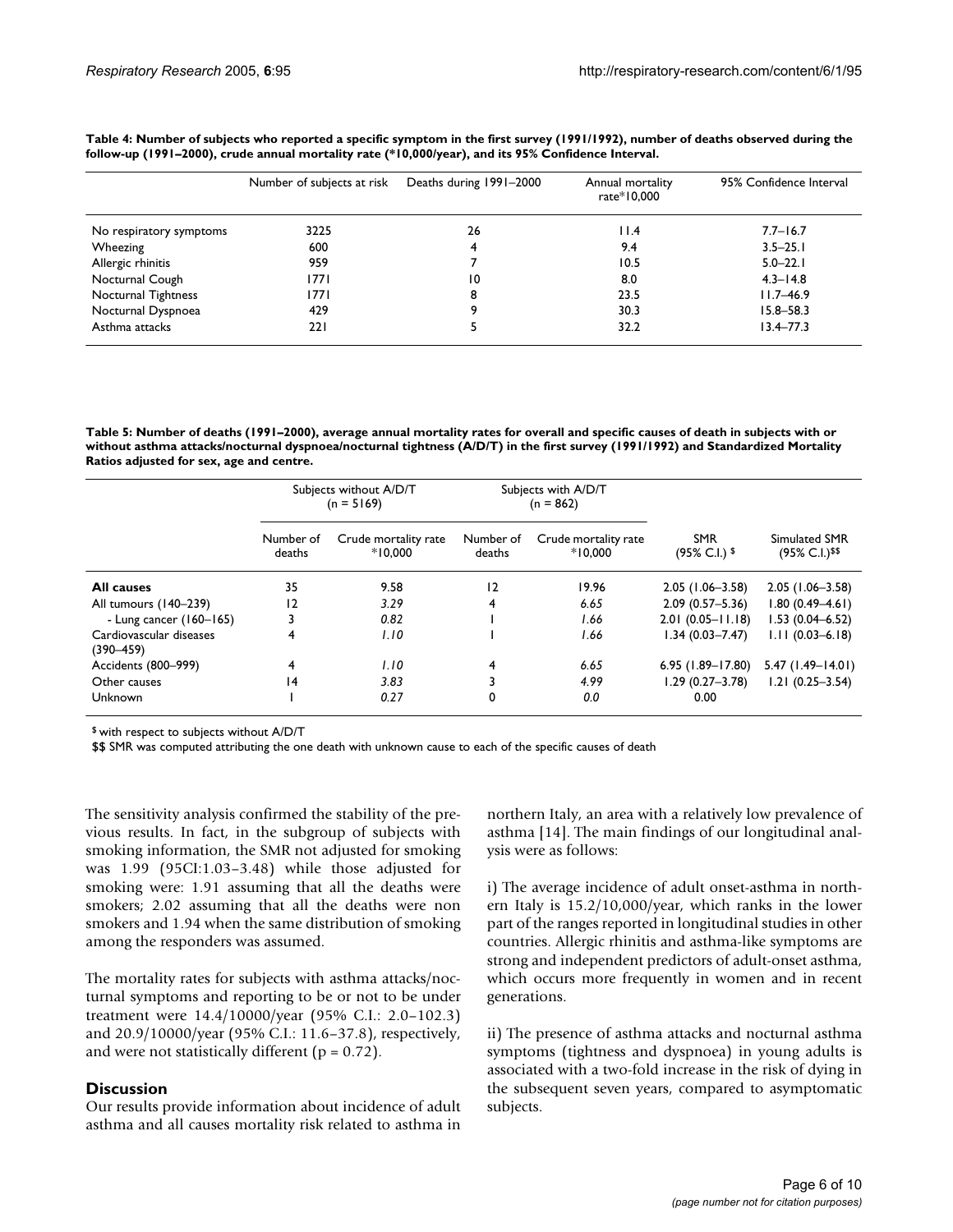**Table 4: Number of subjects who reported a specific symptom in the first survey (1991/1992), number of deaths observed during the follow-up (1991–2000), crude annual mortality rate (*10,000/year), and its 95% Confidence Interval.**

| | Number of subjects at risk | Deaths during 1991–2000 | Annual mortality rate*10,000 | 95% Confidence Interval |
|---|---|---|---|---|
| No respiratory symptoms | 3225 | 26 | 11.4 | 7.7–16.7 |
| Wheezing | 600 | 4 | 9.4 | 3.5–25.1 |
| Allergic rhinitis | 959 | 7 | 10.5 | 5.0–22.1 |
| Nocturnal Cough | 1771 | 10 | 8.0 | 4.3–14.8 |
| Nocturnal Tightness | 1771 | 8 | 23.5 | 11.7–46.9 |
| Nocturnal Dyspnoea | 429 | 9 | 30.3 | 15.8–58.3 |
| Asthma attacks | 221 | 5 | 32.2 | 13.4–77.3 |

**Table 5: Number of deaths (1991–2000), average annual mortality rates for overall and specific causes of death in subjects with or without asthma attacks/nocturnal dyspnoea/nocturnal tightness (A/D/T) in the first survey (1991/1992) and Standardized Mortality Ratios adjusted for sex, age and centre.**

| | Subjects without A/D/T (n = 5169) | | Subjects with A/D/T (n = 862) | | | |
|---|---|---|---|---|---|---|
| | Number of deaths | Crude mortality rate *10,000 | Number of deaths | Crude mortality rate *10,000 | SMR (95% C.I.) $ | Simulated SMR (95% C.I.)$$ |
| **All causes** | 35 | 9.58 | 12 | 19.96 | 2.05 (1.06–3.58) | 2.05 (1.06–3.58) |
| All tumours (140–239) | 12 | *3.29* | 4 | *6.65* | 2.09 (0.57–5.36) | 1.80 (0.49–4.61) |
| - Lung cancer (160–165) | 3 | *0.82* | 1 | *1.66* | 2.01 (0.05–11.18) | 1.53 (0.04–6.52) |
| Cardiovascular diseases (390–459) | 4 | *1.10* | 1 | *1.66* | 1.34 (0.03–7.47) | 1.11 (0.03–6.18) |
| Accidents (800–999) | 4 | *1.10* | 4 | *6.65* | 6.95 (1.89–17.80) | 5.47 (1.49–14.01) |
| Other causes | 14 | *3.83* | 3 | *4.99* | 1.29 (0.27–3.78) | 1.21 (0.25–3.54) |
| Unknown | 1 | *0.27* | 0 | *0.0* | 0.00 | |

$ with respect to subjects without A/D/T

$$ SMR was computed attributing the one death with unknown cause to each of the specific causes of death

The sensitivity analysis confirmed the stability of the previous results. In fact, in the subgroup of subjects with smoking information, the SMR not adjusted for smoking was 1.99 (95CI:1.03–3.48) while those adjusted for smoking were: 1.91 assuming that all the deaths were smokers; 2.02 assuming that all the deaths were non smokers and 1.94 when the same distribution of smoking among the responders was assumed.

The mortality rates for subjects with asthma attacks/nocturnal symptoms and reporting to be or not to be under treatment were 14.4/10000/year (95% C.I.: 2.0–102.3) and 20.9/10000/year (95% C.I.: 11.6–37.8), respectively, and were not statistically different ($p = 0.72$).

## Discussion

Our results provide information about incidence of adult asthma and all causes mortality risk related to asthma in northern Italy, an area with a relatively low prevalence of asthma [14]. The main findings of our longitudinal analysis were as follows:

i) The average incidence of adult onset-asthma in northern Italy is 15.2/10,000/year, which ranks in the lower part of the ranges reported in longitudinal studies in other countries. Allergic rhinitis and asthma-like symptoms are strong and independent predictors of adult-onset asthma, which occurs more frequently in women and in recent generations.

ii) The presence of asthma attacks and nocturnal asthma symptoms (tightness and dyspnoea) in young adults is associated with a two-fold increase in the risk of dying in the subsequent seven years, compared to asymptomatic subjects.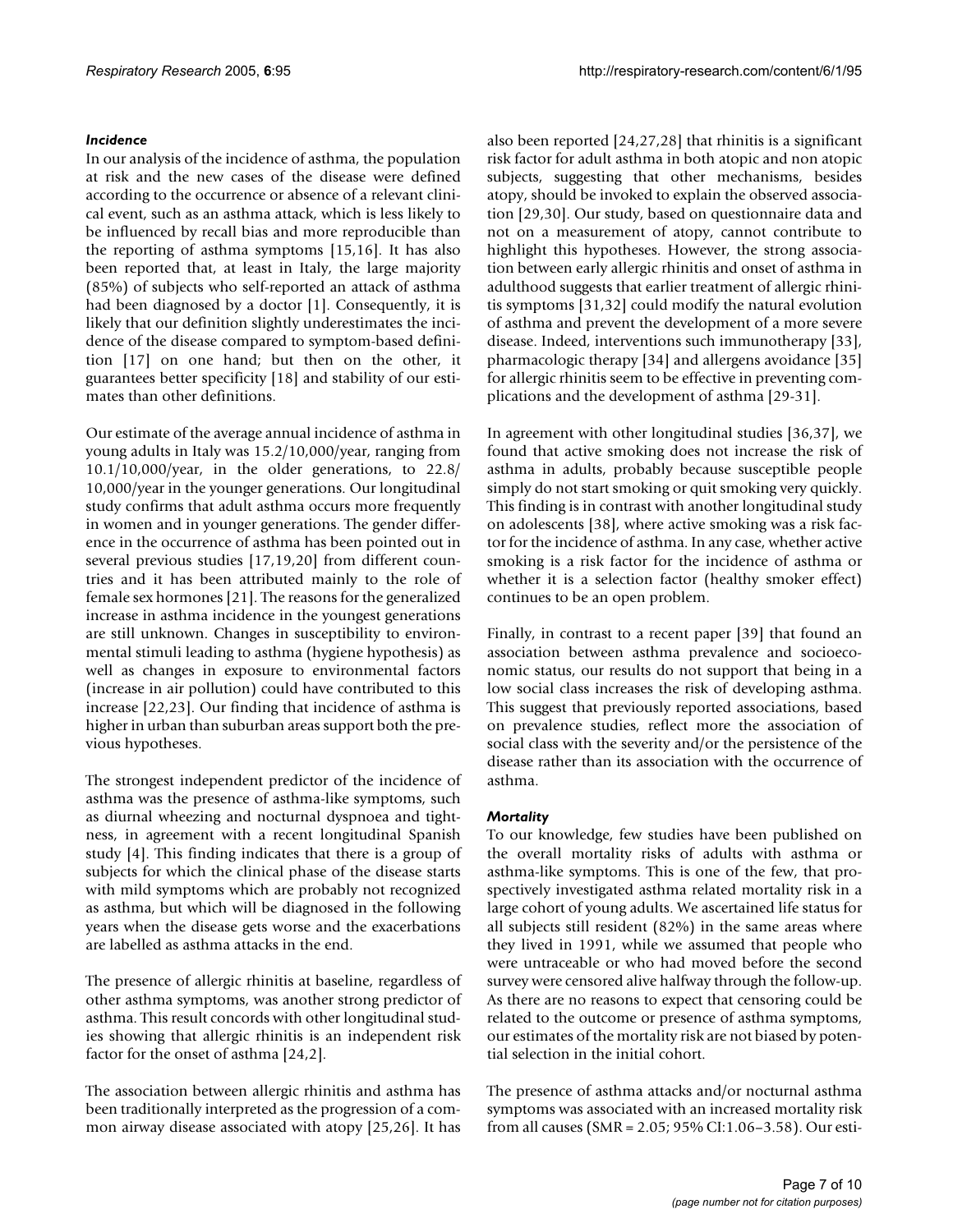### *Incidence*

In our analysis of the incidence of asthma, the population at risk and the new cases of the disease were defined according to the occurrence or absence of a relevant clinical event, such as an asthma attack, which is less likely to be influenced by recall bias and more reproducible than the reporting of asthma symptoms [15,16]. It has also been reported that, at least in Italy, the large majority (85%) of subjects who self-reported an attack of asthma had been diagnosed by a doctor [1]. Consequently, it is likely that our definition slightly underestimates the incidence of the disease compared to symptom-based definition [17] on one hand; but then on the other, it guarantees better specificity [18] and stability of our estimates than other definitions.

Our estimate of the average annual incidence of asthma in young adults in Italy was 15.2/10,000/year, ranging from 10.1/10,000/year, in the older generations, to 22.8/10,000/year in the younger generations. Our longitudinal study confirms that adult asthma occurs more frequently in women and in younger generations. The gender difference in the occurrence of asthma has been pointed out in several previous studies [17,19,20] from different countries and it has been attributed mainly to the role of female sex hormones [21]. The reasons for the generalized increase in asthma incidence in the youngest generations are still unknown. Changes in susceptibility to environmental stimuli leading to asthma (hygiene hypothesis) as well as changes in exposure to environmental factors (increase in air pollution) could have contributed to this increase [22,23]. Our finding that incidence of asthma is higher in urban than suburban areas support both the previous hypotheses.

The strongest independent predictor of the incidence of asthma was the presence of asthma-like symptoms, such as diurnal wheezing and nocturnal dyspnoea and tightness, in agreement with a recent longitudinal Spanish study [4]. This finding indicates that there is a group of subjects for which the clinical phase of the disease starts with mild symptoms which are probably not recognized as asthma, but which will be diagnosed in the following years when the disease gets worse and the exacerbations are labelled as asthma attacks in the end.

The presence of allergic rhinitis at baseline, regardless of other asthma symptoms, was another strong predictor of asthma. This result concords with other longitudinal studies showing that allergic rhinitis is an independent risk factor for the onset of asthma [24,2].

The association between allergic rhinitis and asthma has been traditionally interpreted as the progression of a common airway disease associated with atopy [25,26]. It has also been reported [24,27,28] that rhinitis is a significant risk factor for adult asthma in both atopic and non atopic subjects, suggesting that other mechanisms, besides atopy, should be invoked to explain the observed association [29,30]. Our study, based on questionnaire data and not on a measurement of atopy, cannot contribute to highlight this hypotheses. However, the strong association between early allergic rhinitis and onset of asthma in adulthood suggests that earlier treatment of allergic rhinitis symptoms [31,32] could modify the natural evolution of asthma and prevent the development of a more severe disease. Indeed, interventions such immunotherapy [33], pharmacologic therapy [34] and allergens avoidance [35] for allergic rhinitis seem to be effective in preventing complications and the development of asthma [29-31].

In agreement with other longitudinal studies [36,37], we found that active smoking does not increase the risk of asthma in adults, probably because susceptible people simply do not start smoking or quit smoking very quickly. This finding is in contrast with another longitudinal study on adolescents [38], where active smoking was a risk factor for the incidence of asthma. In any case, whether active smoking is a risk factor for the incidence of asthma or whether it is a selection factor (healthy smoker effect) continues to be an open problem.

Finally, in contrast to a recent paper [39] that found an association between asthma prevalence and socioeconomic status, our results do not support that being in a low social class increases the risk of developing asthma. This suggest that previously reported associations, based on prevalence studies, reflect more the association of social class with the severity and/or the persistence of the disease rather than its association with the occurrence of asthma.

### *Mortality*

To our knowledge, few studies have been published on the overall mortality risks of adults with asthma or asthma-like symptoms. This is one of the few, that prospectively investigated asthma related mortality risk in a large cohort of young adults. We ascertained life status for all subjects still resident (82%) in the same areas where they lived in 1991, while we assumed that people who were untraceable or who had moved before the second survey were censored alive halfway through the follow-up. As there are no reasons to expect that censoring could be related to the outcome or presence of asthma symptoms, our estimates of the mortality risk are not biased by potential selection in the initial cohort.

The presence of asthma attacks and/or nocturnal asthma symptoms was associated with an increased mortality risk from all causes (SMR = 2.05; 95% CI:1.06–3.58). Our esti-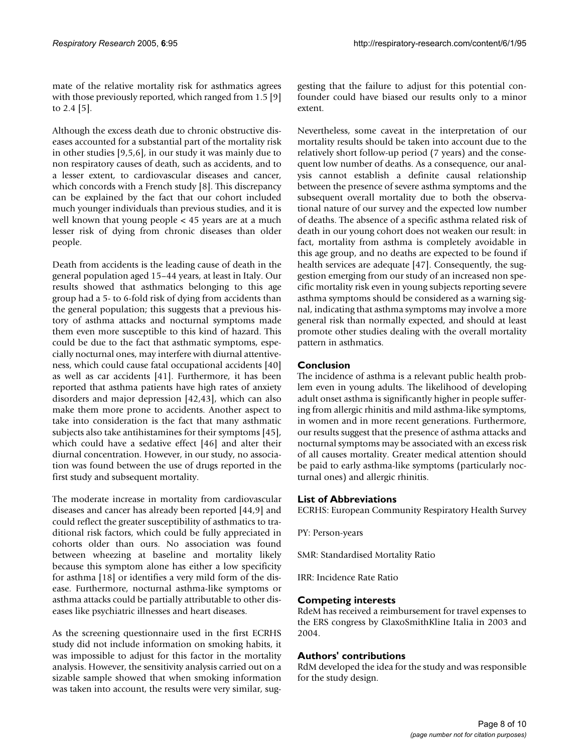mate of the relative mortality risk for asthmatics agrees with those previously reported, which ranged from 1.5 [9] to 2.4 [5].

Although the excess death due to chronic obstructive diseases accounted for a substantial part of the mortality risk in other studies [9,5,6], in our study it was mainly due to non respiratory causes of death, such as accidents, and to a lesser extent, to cardiovascular diseases and cancer, which concords with a French study [8]. This discrepancy can be explained by the fact that our cohort included much younger individuals than previous studies, and it is well known that young people < 45 years are at a much lesser risk of dying from chronic diseases than older people.

Death from accidents is the leading cause of death in the general population aged 15–44 years, at least in Italy. Our results showed that asthmatics belonging to this age group had a 5- to 6-fold risk of dying from accidents than the general population; this suggests that a previous history of asthma attacks and nocturnal symptoms made them even more susceptible to this kind of hazard. This could be due to the fact that asthmatic symptoms, especially nocturnal ones, may interfere with diurnal attentiveness, which could cause fatal occupational accidents [40] as well as car accidents [41]. Furthermore, it has been reported that asthma patients have high rates of anxiety disorders and major depression [42,43], which can also make them more prone to accidents. Another aspect to take into consideration is the fact that many asthmatic subjects also take antihistamines for their symptoms [45], which could have a sedative effect [46] and alter their diurnal concentration. However, in our study, no association was found between the use of drugs reported in the first study and subsequent mortality.

The moderate increase in mortality from cardiovascular diseases and cancer has already been reported [44,9] and could reflect the greater susceptibility of asthmatics to traditional risk factors, which could be fully appreciated in cohorts older than ours. No association was found between wheezing at baseline and mortality likely because this symptom alone has either a low specificity for asthma [18] or identifies a very mild form of the disease. Furthermore, nocturnal asthma-like symptoms or asthma attacks could be partially attributable to other diseases like psychiatric illnesses and heart diseases.

As the screening questionnaire used in the first ECRHS study did not include information on smoking habits, it was impossible to adjust for this factor in the mortality analysis. However, the sensitivity analysis carried out on a sizable sample showed that when smoking information was taken into account, the results were very similar, suggesting that the failure to adjust for this potential confounder could have biased our results only to a minor extent.

Nevertheless, some caveat in the interpretation of our mortality results should be taken into account due to the relatively short follow-up period (7 years) and the consequent low number of deaths. As a consequence, our analysis cannot establish a definite causal relationship between the presence of severe asthma symptoms and the subsequent overall mortality due to both the observational nature of our survey and the expected low number of deaths. The absence of a specific asthma related risk of death in our young cohort does not weaken our result: in fact, mortality from asthma is completely avoidable in this age group, and no deaths are expected to be found if health services are adequate [47]. Consequently, the suggestion emerging from our study of an increased non specific mortality risk even in young subjects reporting severe asthma symptoms should be considered as a warning signal, indicating that asthma symptoms may involve a more general risk than normally expected, and should at least promote other studies dealing with the overall mortality pattern in asthmatics.

## Conclusion

The incidence of asthma is a relevant public health problem even in young adults. The likelihood of developing adult onset asthma is significantly higher in people suffering from allergic rhinitis and mild asthma-like symptoms, in women and in more recent generations. Furthermore, our results suggest that the presence of asthma attacks and nocturnal symptoms may be associated with an excess risk of all causes mortality. Greater medical attention should be paid to early asthma-like symptoms (particularly nocturnal ones) and allergic rhinitis.

## List of Abbreviations

ECRHS: European Community Respiratory Health Survey

PY: Person-years

SMR: Standardised Mortality Ratio

IRR: Incidence Rate Ratio

## Competing interests

RdeM has received a reimbursement for travel expenses to the ERS congress by GlaxoSmithKline Italia in 2003 and 2004.

## Authors' contributions

RdM developed the idea for the study and was responsible for the study design.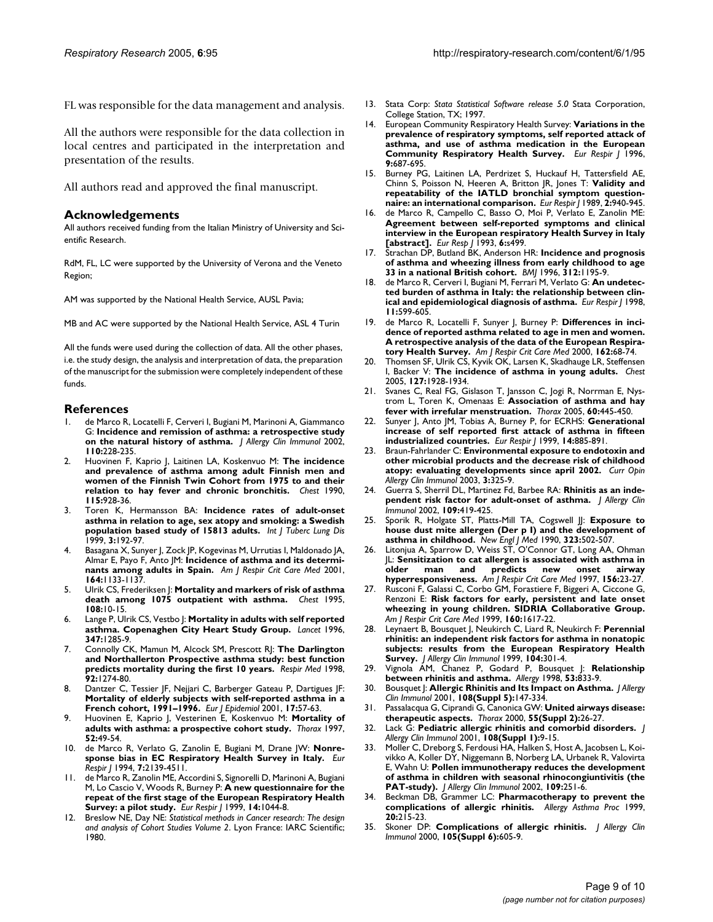FL was responsible for the data management and analysis.

All the authors were responsible for the data collection in local centres and participated in the interpretation and presentation of the results.

All authors read and approved the final manuscript.

## Acknowledgements

All authors received funding from the Italian Ministry of University and Scientific Research.

RdM, FL, LC were supported by the University of Verona and the Veneto Region;

AM was supported by the National Health Service, AUSL Pavia;

MB and AC were supported by the National Health Service, ASL 4 Turin

All the funds were used during the collection of data. All the other phases, i.e. the study design, the analysis and interpretation of data, the preparation of the manuscript for the submission were completely independent of these funds.

## References

1. de Marco R, Locatelli F, Cerveri I, Bugiani M, Marinoni A, Giammanco G: **Incidence and remission of asthma: a retrospective study on the natural history of asthma.** *J Allergy Clin Immunol* 2002, **110:**228-235.
2. Huovinen F, Kaprio J, Laitinen LA, Koskenvuo M: **The incidence and prevalence of asthma among adult Finnish men and women of the Finnish Twin Cohort from 1975 to and their relation to hay fever and chronic bronchitis.** *Chest* 1990, **115:**928-36.
3. Toren K, Hermansson BA: **Incidence rates of adult-onset asthma in relation to age, sex atopy and smoking: a Swedish population based study of 15813 adults.** *Int J Tuberc Lung Dis* 1999, **3:**192-97.
4. Basagana X, Sunyer J, Zock JP, Kogevinas M, Urrutias I, Maldonado JA, Almar E, Payo F, Anto JM: **Incidence of asthma and its determinants among adults in Spain.** *Am J Respir Crit Care Med* 2001, **164:**1133-1137.
5. Ulrik CS, Frederiksen J: **Mortality and markers of risk of asthma death among 1075 outpatient with asthma.** *Chest* 1995, **108:**10-15.
6. Lange P, Ulrik CS, Vestbo J: **Mortality in adults with self reported asthma. Copenaghen City Heart Study Group.** *Lancet* 1996, **347:**1285-9.
7. Connolly CK, Mamun M, Alcock SM, Prescott RJ: **The Darlington and Northallerton Prospective asthma study: best function predicts mortality during the first 10 years.** *Respir Med* 1998, **92:**1274-80.
8. Dantzer C, Tessier JF, Nejjari C, Barberger Gateau P, Dartigues JF: **Mortality of elderly subjects with self-reported asthma in a French cohort, 1991–1996.** *Eur J Epidemiol* 2001, **17:**57-63.
9. Huovinen E, Kaprio J, Vesterinen E, Koskenvuo M: **Mortality of adults with asthma: a prospective cohort study.** *Thorax* 1997, **52:**49-54.
10. de Marco R, Verlato G, Zanolin E, Bugiani M, Drane JW: **Nonresponse bias in EC Respiratory Health Survey in Italy.** *Eur Respir J* 1994, **7:**2139-4511.
11. de Marco R, Zanolin ME, Accordini S, Signorelli D, Marinoni A, Bugiani M, Lo Cascio V, Woods R, Burney P: **A new questionnaire for the repeat of the first stage of the European Respiratory Health Survey: a pilot study.** *Eur Respir J* 1999, **14:**1044-8.
12. Breslow NE, Day NE: *Statistical methods in Cancer research: The design and analysis of Cohort Studies Volume 2*. Lyon France: IARC Scientific; 1980.
13. Stata Corp: *Stata Statistical Software release 5.0* Stata Corporation, College Station, TX; 1997.
14. European Community Respiratory Health Survey: **Variations in the prevalence of respiratory symptoms, self reported attack of asthma, and use of asthma medication in the European Community Respiratory Health Survey.** *Eur Respir J* 1996, **9:**687-695.
15. Burney PG, Laitinen LA, Perdrizet S, Huckauf H, Tattersfield AE, Chinn S, Poisson N, Heeren A, Britton JR, Jones T: **Validity and repeatability of the IATLD bronchial symptom questionnaire: an international comparison.** *Eur Respir J* 1989, **2:**940-945.
16. de Marco R, Campello C, Basso O, Moi P, Verlato E, Zanolin ME: **Agreement between self-reported symptoms and clinical interview in the European respiratory Health Survey in Italy [abstract].** *Eur Resp J* 1993, **6:**s499.
17. Strachan DP, Butland BK, Anderson HR: **Incidence and prognosis of asthma and wheezing illness from early childhood to age 33 in a national British cohort.** *BMJ* 1996, **312:**1195-9.
18. de Marco R, Cerveri I, Bugiani M, Ferrari M, Verlato G: **An undetected burden of asthma in Italy: the relationship between clinical and epidemiological diagnosis of asthma.** *Eur Respir J* 1998, **11:**599-605.
19. de Marco R, Locatelli F, Sunyer J, Burney P: **Differences in incidence of reported asthma related to age in men and women. A retrospective analysis of the data of the European Respiratory Health Survey.** *Am J Respir Crit Care Med* 2000, **162:**68-74.
20. Thomsen SF, Ulrik CS, Kyvik OK, Larsen K, Skadhauge LR, Steffensen I, Backer V: **The incidence of asthma in young adults.** *Chest* 2005, **127:**1928-1934.
21. Svanes C, Real FG, Gislason T, Jansson C, Jogi R, Norrman E, Nystrom L, Toren K, Omenaas E: **Association of asthma and hay fever with irrefular menstruation.** *Thorax* 2005, **60:**445-450.
22. Sunyer J, Anto JM, Tobias A, Burney P, for ECRHS: **Generational increase of self reported first attack of asthma in fifteen industrialized countries.** *Eur Respir J* 1999, **14:**885-891.
23. Braun-Fahrlander C: **Environmental exposure to endotoxin and other microbial products and the decrease risk of childhood atopy: evaluating developments since april 2002.** *Curr Opin Allergy Clin Immunol* 2003, **3:**325-9.
24. Guerra S, Sherril DL, Martinez Fd, Barbee RA: **Rhinitis as an independent risk factor for adult-onset of asthma.** *J Allergy Clin Immunol* 2002, **109:**419-425.
25. Sporik R, Holgate ST, Platts-Mill TA, Cogswell JJ: **Exposure to house dust mite allergen (Der p I) and the development of asthma in childhood.** *New Engl J Med* 1990, **323:**502-507.
26. Litonjua A, Sparrow D, Weiss ST, O'Connor GT, Long AA, Ohman JL: **Sensitization to cat allergen is associated with asthma in older man and predicts new onset airway hyperresponsiveness.** *Am J Respir Crit Care Med* 1997, **156:**23-27.
27. Rusconi F, Galassi C, Corbo GM, Forastiere F, Biggeri A, Ciccone G, Renzoni E: **Risk factors for early, persistent and late onset wheezing in young children. SIDRIA Collaborative Group.** *Am J Respir Crit Care Med* 1999, **160:**1617-22.
28. Leynaert B, Bousquet J, Neukirch C, Liard R, Neukirch F: **Perennial rhinitis: an independent risk factors for asthma in nonatopic subjects: results from the European Respiratory Health Survey.** *J Allergy Clin Immunol* 1999, **104:**301-4.
29. Vignola AM, Chanez P, Godard P, Bousquet J: **Relationship between rhinitis and asthma.** *Allergy* 1998, **53:**833-9.
30. Bousquet J: **Allergic Rhinitis and Its Impact on Asthma.** *J Allergy Clin Immunol* 2001, **108(Suppl 5):**147-334.
31. Passalacqua G, Ciprandi G, Canonica GW: **United airways disease: therapeutic aspects.** *Thorax* 2000, **55(Suppl 2):**26-27.
32. Lack G: **Pediatric allergic rhinitis and comorbid disorders.** *J Allergy Clin Immunol* 2001, **108(Suppl 1):**9-15.
33. Moller C, Dreborg S, Ferdousi HA, Halken S, Host A, Jacobsen L, Koivikko A, Koller DY, Niggemann B, Norberg LA, Urbanek R, Valovirta E, Wahn U: **Pollen immunotherapy reduces the development of asthma in children with seasonal rhinoconjuntivitis (the PAT-study).** *J Allergy Clin Immunol* 2002, **109:**251-6.
34. Beckman DB, Grammer LC: **Pharmacotherapy to prevent the complications of allergic rhinitis.** *Allergy Asthma Proc* 1999, **20:**215-23.
35. Skoner DP: **Complications of allergic rhinitis.** *J Allergy Clin Immunol* 2000, **105(Suppl 6):**605-9.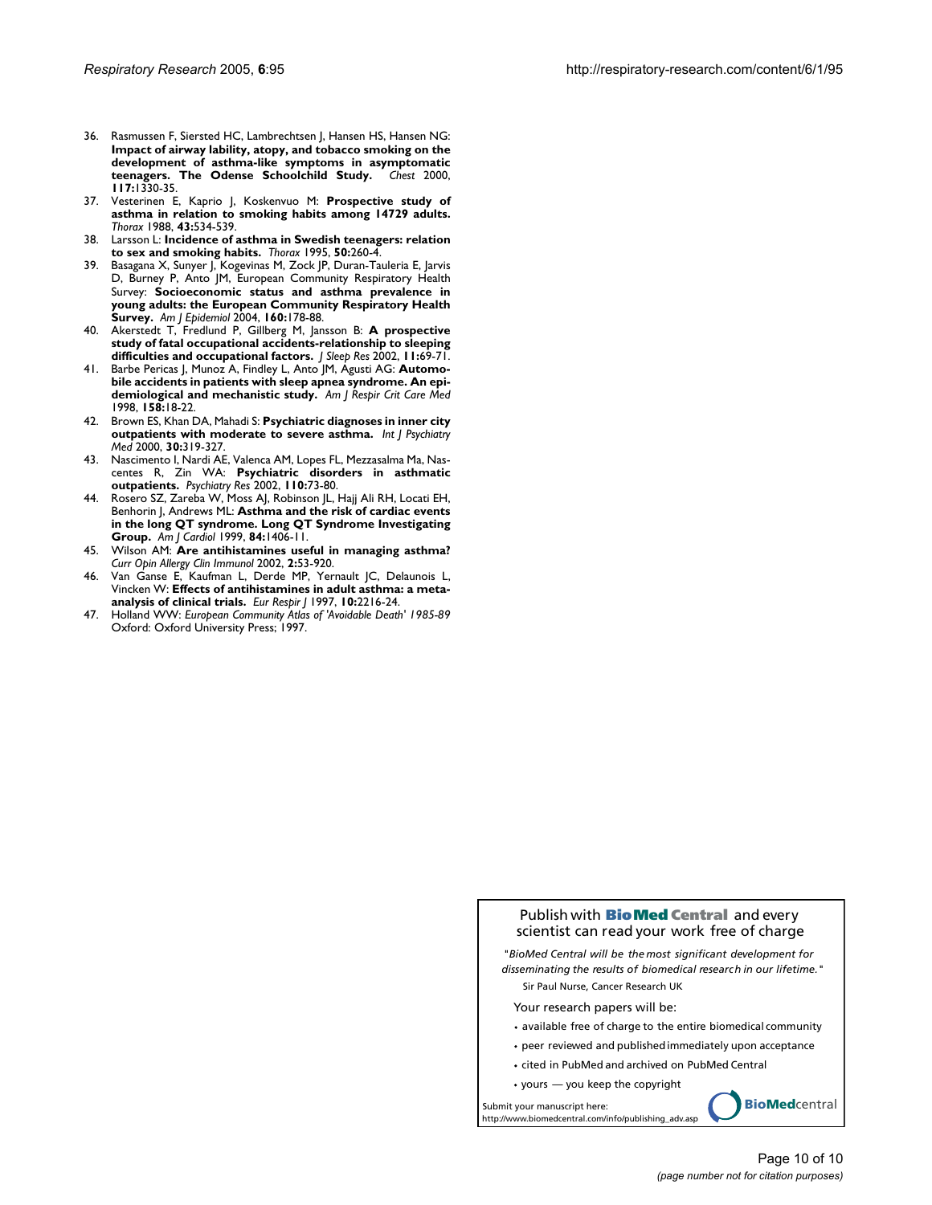36. Rasmussen F, Siersted HC, Lambrechtsen J, Hansen HS, Hansen NG: **Impact of airway lability, atopy, and tobacco smoking on the development of asthma-like symptoms in asymptomatic teenagers. The Odense Schoolchild Study.** *Chest* 2000, **117:**1330-35.
37. Vesterinen E, Kaprio J, Koskenvuo M: **Prospective study of asthma in relation to smoking habits among 14729 adults.** *Thorax* 1988, **43:**534-539.
38. Larsson L: **Incidence of asthma in Swedish teenagers: relation to sex and smoking habits.** *Thorax* 1995, **50:**260-4.
39. Basagana X, Sunyer J, Kogevinas M, Zock JP, Duran-Tauleria E, Jarvis D, Burney P, Anto JM, European Community Respiratory Health Survey: **Socioeconomic status and asthma prevalence in young adults: the European Community Respiratory Health Survey.** *Am J Epidemiol* 2004, **160:**178-88.
40. Akerstedt T, Fredlund P, Gillberg M, Jansson B: **A prospective study of fatal occupational accidents-relationship to sleeping difficulties and occupational factors.** *J Sleep Res* 2002, **11:**69-71.
41. Barbe Pericas J, Munoz A, Findley L, Anto JM, Agusti AG: **Automobile accidents in patients with sleep apnea syndrome. An epidemiological and mechanistic study.** *Am J Respir Crit Care Med* 1998, **158:**18-22.
42. Brown ES, Khan DA, Mahadi S: **Psychiatric diagnoses in inner city outpatients with moderate to severe asthma.** *Int J Psychiatry Med* 2000, **30:**319-327.
43. Nascimento I, Nardi AE, Valenca AM, Lopes FL, Mezzasalma Ma, Nascentes R, Zin WA: **Psychiatric disorders in asthmatic outpatients.** *Psychiatry Res* 2002, **110:**73-80.
44. Rosero SZ, Zareba W, Moss AJ, Robinson JL, Hajj Ali RH, Locati EH, Benhorin J, Andrews ML: **Asthma and the risk of cardiac events in the long QT syndrome. Long QT Syndrome Investigating Group.** *Am J Cardiol* 1999, **84:**1406-11.
45. Wilson AM: **Are antihistamines useful in managing asthma?** *Curr Opin Allergy Clin Immunol* 2002, **2:**53-920.
46. Van Ganse E, Kaufman L, Derde MP, Yernault JC, Delaunois L, Vincken W: **Effects of antihistamines in adult asthma: a meta-analysis of clinical trials.** *Eur Respir J* 1997, **10:**2216-24.
47. Holland WW: *European Community Atlas of 'Avoidable Death' 1985-89* Oxford: Oxford University Press; 1997.

Publish with **BioMed Central** and every scientist can read your work free of charge

*"BioMed Central will be the most significant development for disseminating the results of biomedical research in our lifetime."*

Sir Paul Nurse, Cancer Research UK

Your research papers will be:

- available free of charge to the entire biomedical community
- peer reviewed and published immediately upon acceptance
- cited in PubMed and archived on PubMed Central
- yours — you keep the copyright

Submit your manuscript here:
http://www.biomedcentral.com/info/publishing_adv.asp

**BioMed**central